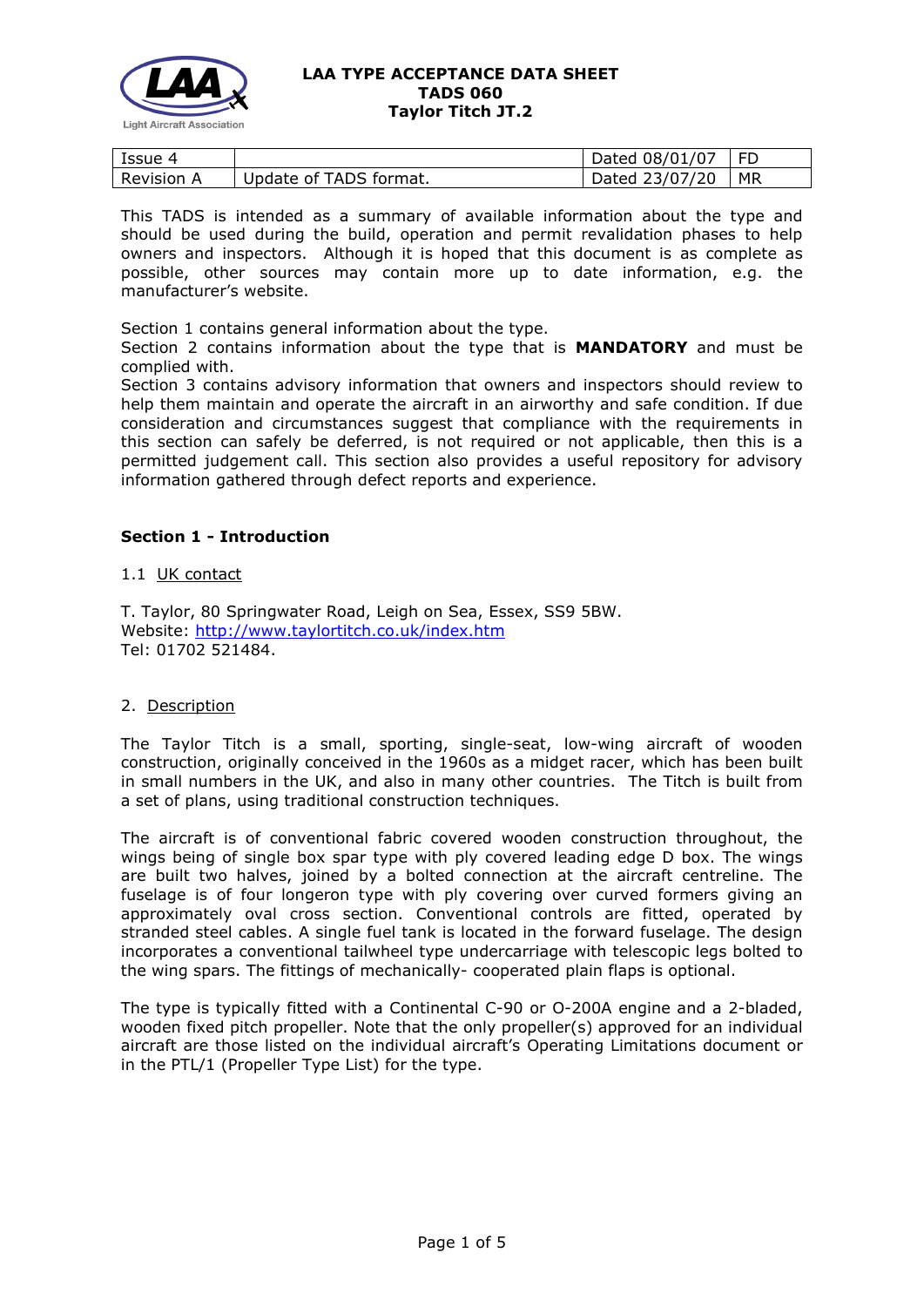**LAA TYPE ACCEPTANCE DATA SHEET**
**TADS 060**
**Taylor Titch JT.2**

| Issue 4 | | Dated 08/01/07 | FD |
|---|---|---|---|
| Revision A | Update of TADS format. | Dated 23/07/20 | MR |

This TADS is intended as a summary of available information about the type and should be used during the build, operation and permit revalidation phases to help owners and inspectors. Although it is hoped that this document is as complete as possible, other sources may contain more up to date information, e.g. the manufacturer's website.

Section 1 contains general information about the type.
Section 2 contains information about the type that is **MANDATORY** and must be complied with.
Section 3 contains advisory information that owners and inspectors should review to help them maintain and operate the aircraft in an airworthy and safe condition. If due consideration and circumstances suggest that compliance with the requirements in this section can safely be deferred, is not required or not applicable, then this is a permitted judgement call. This section also provides a useful repository for advisory information gathered through defect reports and experience.

## Section 1 - Introduction

1.1 UK contact

T. Taylor, 80 Springwater Road, Leigh on Sea, Essex, SS9 5BW.
Website: [http://www.taylortitch.co.uk/index.htm](http://www.taylortitch.co.uk/index.htm)
Tel: 01702 521484.

2. Description

The Taylor Titch is a small, sporting, single-seat, low-wing aircraft of wooden construction, originally conceived in the 1960s as a midget racer, which has been built in small numbers in the UK, and also in many other countries. The Titch is built from a set of plans, using traditional construction techniques.

The aircraft is of conventional fabric covered wooden construction throughout, the wings being of single box spar type with ply covered leading edge D box. The wings are built two halves, joined by a bolted connection at the aircraft centreline. The fuselage is of four longeron type with ply covering over curved formers giving an approximately oval cross section. Conventional controls are fitted, operated by stranded steel cables. A single fuel tank is located in the forward fuselage. The design incorporates a conventional tailwheel type undercarriage with telescopic legs bolted to the wing spars. The fittings of mechanically- cooperated plain flaps is optional.

The type is typically fitted with a Continental C-90 or O-200A engine and a 2-bladed, wooden fixed pitch propeller. Note that the only propeller(s) approved for an individual aircraft are those listed on the individual aircraft's Operating Limitations document or in the PTL/1 (Propeller Type List) for the type.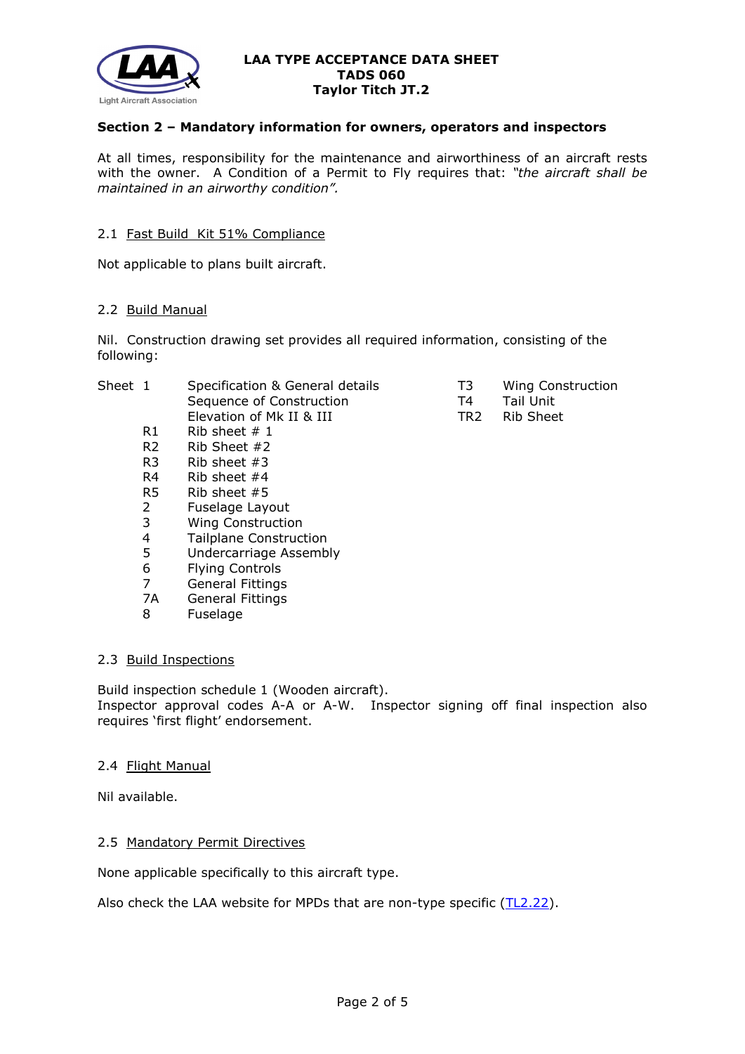## Section 2 – Mandatory information for owners, operators and inspectors

At all times, responsibility for the maintenance and airworthiness of an aircraft rests with the owner. A Condition of a Permit to Fly requires that: *"the aircraft shall be maintained in an airworthy condition".*

### 2.1 Fast Build Kit 51% Compliance

Not applicable to plans built aircraft.

### 2.2 Build Manual

Nil. Construction drawing set provides all required information, consisting of the following:

| Sheet | Title |
|---|---|
| 1 | Specification & General details<br>Sequence of Construction<br>Elevation of Mk II & III |
| R1 | Rib sheet # 1 |
| R2 | Rib Sheet #2 |
| R3 | Rib sheet #3 |
| R4 | Rib sheet #4 |
| R5 | Rib sheet #5 |
| 2 | Fuselage Layout |
| 3 | Wing Construction |
| 4 | Tailplane Construction |
| 5 | Undercarriage Assembly |
| 6 | Flying Controls |
| 7 | General Fittings |
| 7A | General Fittings |
| 8 | Fuselage |
| T3 | Wing Construction |
| T4 | Tail Unit |
| TR2 | Rib Sheet |

### 2.3 Build Inspections

Build inspection schedule 1 (Wooden aircraft).
Inspector approval codes A-A or A-W. Inspector signing off final inspection also requires 'first flight' endorsement.

### 2.4 Flight Manual

Nil available.

### 2.5 Mandatory Permit Directives

None applicable specifically to this aircraft type.

Also check the LAA website for MPDs that are non-type specific (TL2.22).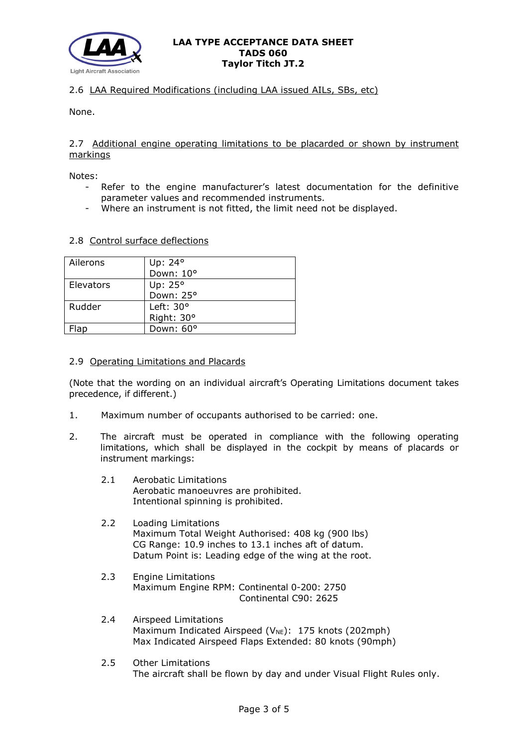## 2.6 LAA Required Modifications (including LAA issued AILs, SBs, etc)

None.

## 2.7 Additional engine operating limitations to be placarded or shown by instrument markings

Notes:

- Refer to the engine manufacturer's latest documentation for the definitive parameter values and recommended instruments.
- Where an instrument is not fitted, the limit need not be displayed.

## 2.8 Control surface deflections

| Control | Deflection |
|---|---|
| Ailerons | Up: 24°<br>Down: 10° |
| Elevators | Up: 25°<br>Down: 25° |
| Rudder | Left: 30°<br>Right: 30° |
| Flap | Down: 60° |

## 2.9 Operating Limitations and Placards

(Note that the wording on an individual aircraft's Operating Limitations document takes precedence, if different.)

1. Maximum number of occupants authorised to be carried: one.

2. The aircraft must be operated in compliance with the following operating limitations, which shall be displayed in the cockpit by means of placards or instrument markings:

   2.1 Aerobatic Limitations
   Aerobatic manoeuvres are prohibited.
   Intentional spinning is prohibited.

   2.2 Loading Limitations
   Maximum Total Weight Authorised: 408 kg (900 lbs)
   CG Range: 10.9 inches to 13.1 inches aft of datum.
   Datum Point is: Leading edge of the wing at the root.

   2.3 Engine Limitations
   Maximum Engine RPM: Continental 0-200: 2750
   Continental C90: 2625

   2.4 Airspeed Limitations
   Maximum Indicated Airspeed ($V_{NE}$): 175 knots (202mph)
   Max Indicated Airspeed Flaps Extended: 80 knots (90mph)

   2.5 Other Limitations
   The aircraft shall be flown by day and under Visual Flight Rules only.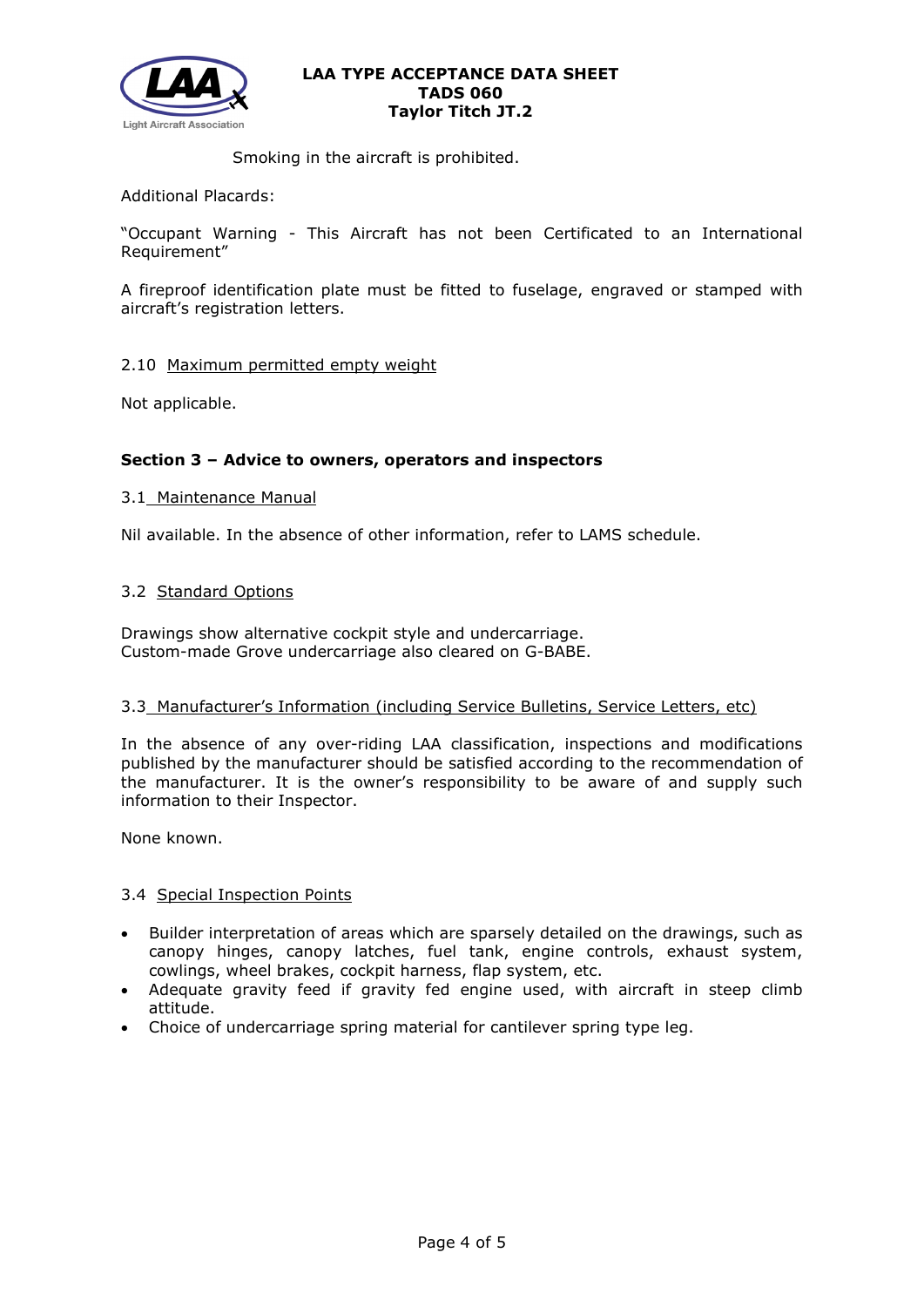Smoking in the aircraft is prohibited.

Additional Placards:

"Occupant Warning - This Aircraft has not been Certificated to an International Requirement"

A fireproof identification plate must be fitted to fuselage, engraved or stamped with aircraft's registration letters.

2.10 Maximum permitted empty weight

Not applicable.

## Section 3 – Advice to owners, operators and inspectors

3.1 Maintenance Manual

Nil available. In the absence of other information, refer to LAMS schedule.

3.2 Standard Options

Drawings show alternative cockpit style and undercarriage.
Custom-made Grove undercarriage also cleared on G-BABE.

3.3 Manufacturer's Information (including Service Bulletins, Service Letters, etc)

In the absence of any over-riding LAA classification, inspections and modifications published by the manufacturer should be satisfied according to the recommendation of the manufacturer. It is the owner's responsibility to be aware of and supply such information to their Inspector.

None known.

3.4 Special Inspection Points

- Builder interpretation of areas which are sparsely detailed on the drawings, such as canopy hinges, canopy latches, fuel tank, engine controls, exhaust system, cowlings, wheel brakes, cockpit harness, flap system, etc.
- Adequate gravity feed if gravity fed engine used, with aircraft in steep climb attitude.
- Choice of undercarriage spring material for cantilever spring type leg.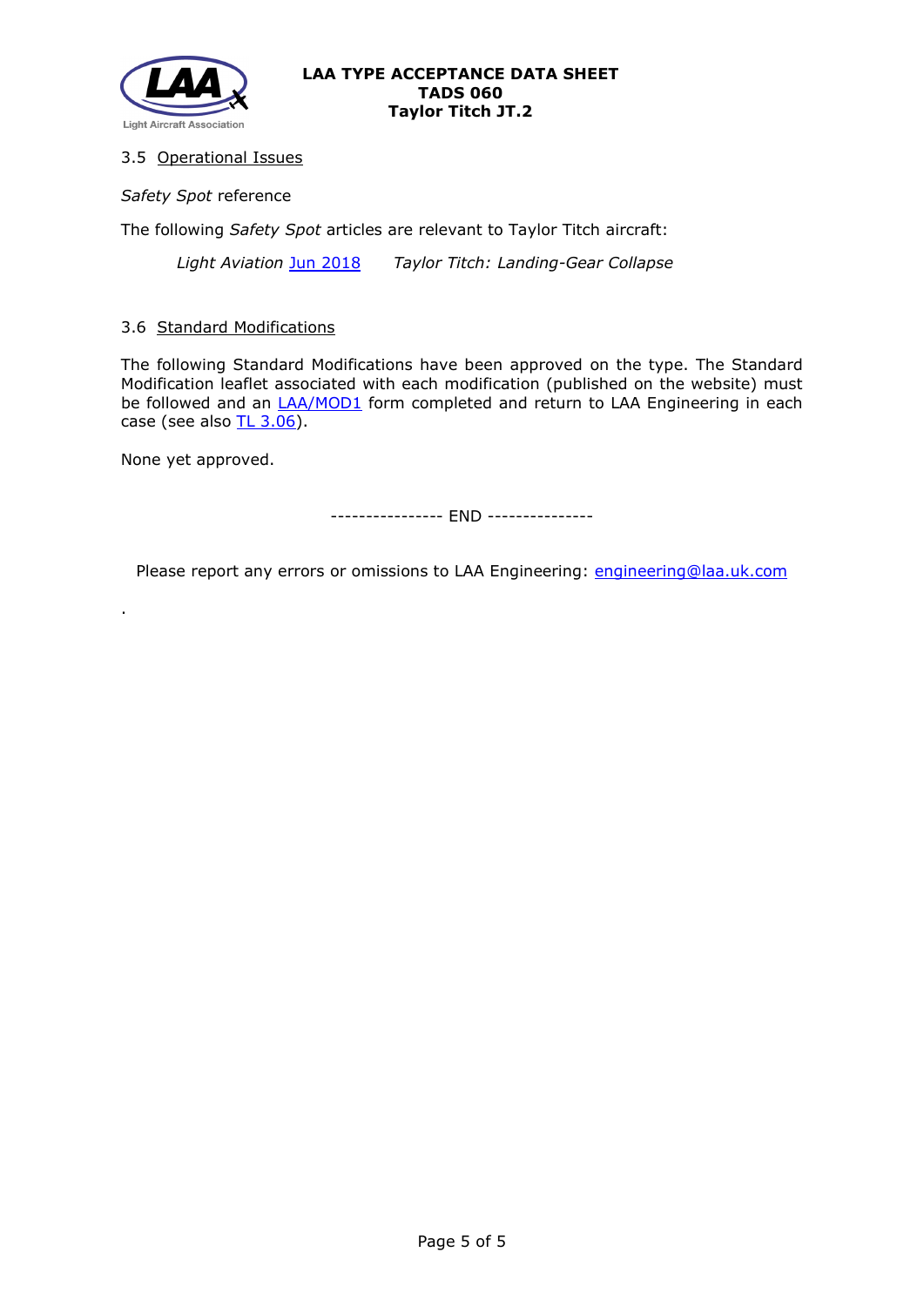### 3.5 Operational Issues

*Safety Spot* reference

The following *Safety Spot* articles are relevant to Taylor Titch aircraft:

*Light Aviation* Jun 2018 *Taylor Titch: Landing-Gear Collapse*

### 3.6 Standard Modifications

The following Standard Modifications have been approved on the type. The Standard Modification leaflet associated with each modification (published on the website) must be followed and an LAA/MOD1 form completed and return to LAA Engineering in each case (see also TL 3.06).

None yet approved.

---------------- END ---------------

Please report any errors or omissions to LAA Engineering: engineering@laa.uk.com

.